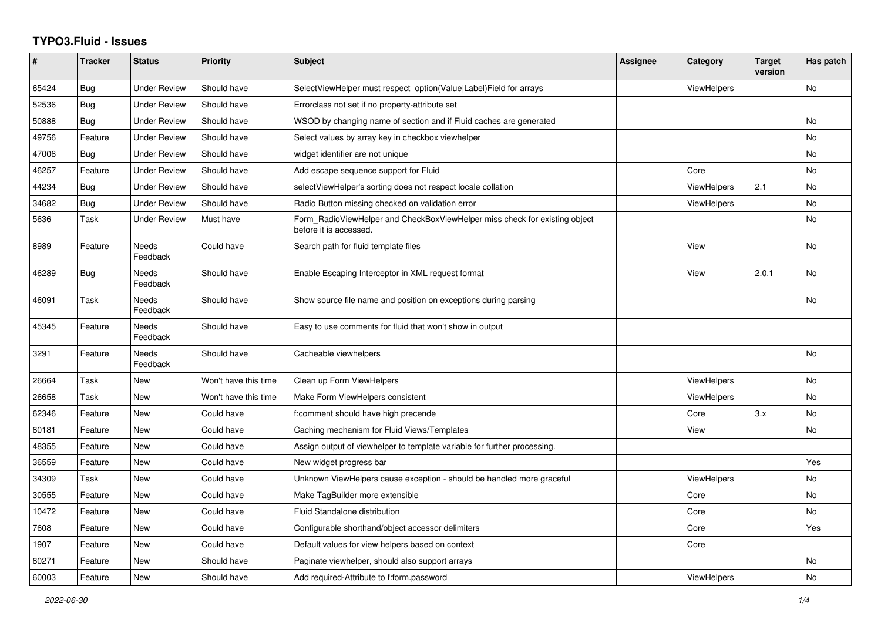# TYPO3.Fluid - Issues

| # | Tracker | Status | Priority | Subject | Assignee | Category | Target version | Has patch |
|---|---|---|---|---|---|---|---|---|
| 65424 | Bug | Under Review | Should have | SelectViewHelper must respect option(Value\|Label)Field for arrays | | ViewHelpers | | No |
| 52536 | Bug | Under Review | Should have | Errorclass not set if no property-attribute set | | | | |
| 50888 | Bug | Under Review | Should have | WSOD by changing name of section and if Fluid caches are generated | | | | No |
| 49756 | Feature | Under Review | Should have | Select values by array key in checkbox viewhelper | | | | No |
| 47006 | Bug | Under Review | Should have | widget identifier are not unique | | | | No |
| 46257 | Feature | Under Review | Should have | Add escape sequence support for Fluid | | Core | | No |
| 44234 | Bug | Under Review | Should have | selectViewHelper's sorting does not respect locale collation | | ViewHelpers | 2.1 | No |
| 34682 | Bug | Under Review | Should have | Radio Button missing checked on validation error | | ViewHelpers | | No |
| 5636 | Task | Under Review | Must have | Form_RadioViewHelper and CheckBoxViewHelper miss check for existing object before it is accessed. | | | | No |
| 8989 | Feature | Needs Feedback | Could have | Search path for fluid template files | | View | | No |
| 46289 | Bug | Needs Feedback | Should have | Enable Escaping Interceptor in XML request format | | View | 2.0.1 | No |
| 46091 | Task | Needs Feedback | Should have | Show source file name and position on exceptions during parsing | | | | No |
| 45345 | Feature | Needs Feedback | Should have | Easy to use comments for fluid that won't show in output | | | | |
| 3291 | Feature | Needs Feedback | Should have | Cacheable viewhelpers | | | | No |
| 26664 | Task | New | Won't have this time | Clean up Form ViewHelpers | | ViewHelpers | | No |
| 26658 | Task | New | Won't have this time | Make Form ViewHelpers consistent | | ViewHelpers | | No |
| 62346 | Feature | New | Could have | f:comment should have high precende | | Core | 3.x | No |
| 60181 | Feature | New | Could have | Caching mechanism for Fluid Views/Templates | | View | | No |
| 48355 | Feature | New | Could have | Assign output of viewhelper to template variable for further processing. | | | | |
| 36559 | Feature | New | Could have | New widget progress bar | | | | Yes |
| 34309 | Task | New | Could have | Unknown ViewHelpers cause exception - should be handled more graceful | | ViewHelpers | | No |
| 30555 | Feature | New | Could have | Make TagBuilder more extensible | | Core | | No |
| 10472 | Feature | New | Could have | Fluid Standalone distribution | | Core | | No |
| 7608 | Feature | New | Could have | Configurable shorthand/object accessor delimiters | | Core | | Yes |
| 1907 | Feature | New | Could have | Default values for view helpers based on context | | Core | | |
| 60271 | Feature | New | Should have | Paginate viewhelper, should also support arrays | | | | No |
| 60003 | Feature | New | Should have | Add required-Attribute to f:form.password | | ViewHelpers | | No |

2022-06-30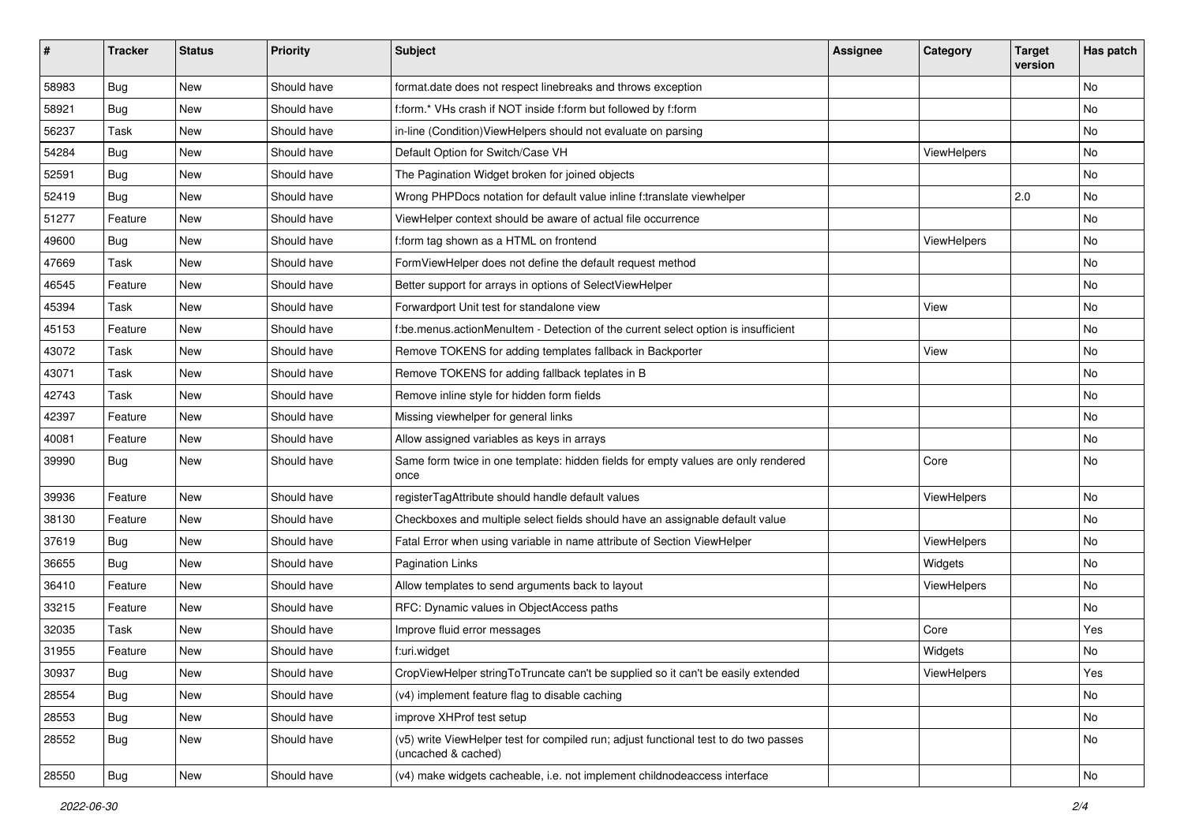| # | Tracker | Status | Priority | Subject | Assignee | Category | Target version | Has patch |
|---|---|---|---|---|---|---|---|---|
| 58983 | Bug | New | Should have | format.date does not respect linebreaks and throws exception | | | | No |
| 58921 | Bug | New | Should have | f:form.* VHs crash if NOT inside f:form but followed by f:form | | | | No |
| 56237 | Task | New | Should have | in-line (Condition)ViewHelpers should not evaluate on parsing | | | | No |
| 54284 | Bug | New | Should have | Default Option for Switch/Case VH | | ViewHelpers | | No |
| 52591 | Bug | New | Should have | The Pagination Widget broken for joined objects | | | | No |
| 52419 | Bug | New | Should have | Wrong PHPDocs notation for default value inline f:translate viewhelper | | | 2.0 | No |
| 51277 | Feature | New | Should have | ViewHelper context should be aware of actual file occurrence | | | | No |
| 49600 | Bug | New | Should have | f:form tag shown as a HTML on frontend | | ViewHelpers | | No |
| 47669 | Task | New | Should have | FormViewHelper does not define the default request method | | | | No |
| 46545 | Feature | New | Should have | Better support for arrays in options of SelectViewHelper | | | | No |
| 45394 | Task | New | Should have | Forwardport Unit test for standalone view | | View | | No |
| 45153 | Feature | New | Should have | f:be.menus.actionMenuItem - Detection of the current select option is insufficient | | | | No |
| 43072 | Task | New | Should have | Remove TOKENS for adding templates fallback in Backporter | | View | | No |
| 43071 | Task | New | Should have | Remove TOKENS for adding fallback teplates in B | | | | No |
| 42743 | Task | New | Should have | Remove inline style for hidden form fields | | | | No |
| 42397 | Feature | New | Should have | Missing viewhelper for general links | | | | No |
| 40081 | Feature | New | Should have | Allow assigned variables as keys in arrays | | | | No |
| 39990 | Bug | New | Should have | Same form twice in one template: hidden fields for empty values are only rendered once | | Core | | No |
| 39936 | Feature | New | Should have | registerTagAttribute should handle default values | | ViewHelpers | | No |
| 38130 | Feature | New | Should have | Checkboxes and multiple select fields should have an assignable default value | | | | No |
| 37619 | Bug | New | Should have | Fatal Error when using variable in name attribute of Section ViewHelper | | ViewHelpers | | No |
| 36655 | Bug | New | Should have | Pagination Links | | Widgets | | No |
| 36410 | Feature | New | Should have | Allow templates to send arguments back to layout | | ViewHelpers | | No |
| 33215 | Feature | New | Should have | RFC: Dynamic values in ObjectAccess paths | | | | No |
| 32035 | Task | New | Should have | Improve fluid error messages | | Core | | Yes |
| 31955 | Feature | New | Should have | f:uri.widget | | Widgets | | No |
| 30937 | Bug | New | Should have | CropViewHelper stringToTruncate can't be supplied so it can't be easily extended | | ViewHelpers | | Yes |
| 28554 | Bug | New | Should have | (v4) implement feature flag to disable caching | | | | No |
| 28553 | Bug | New | Should have | improve XHProf test setup | | | | No |
| 28552 | Bug | New | Should have | (v5) write ViewHelper test for compiled run; adjust functional test to do two passes (uncached & cached) | | | | No |
| 28550 | Bug | New | Should have | (v4) make widgets cacheable, i.e. not implement childnodeaccess interface | | | | No |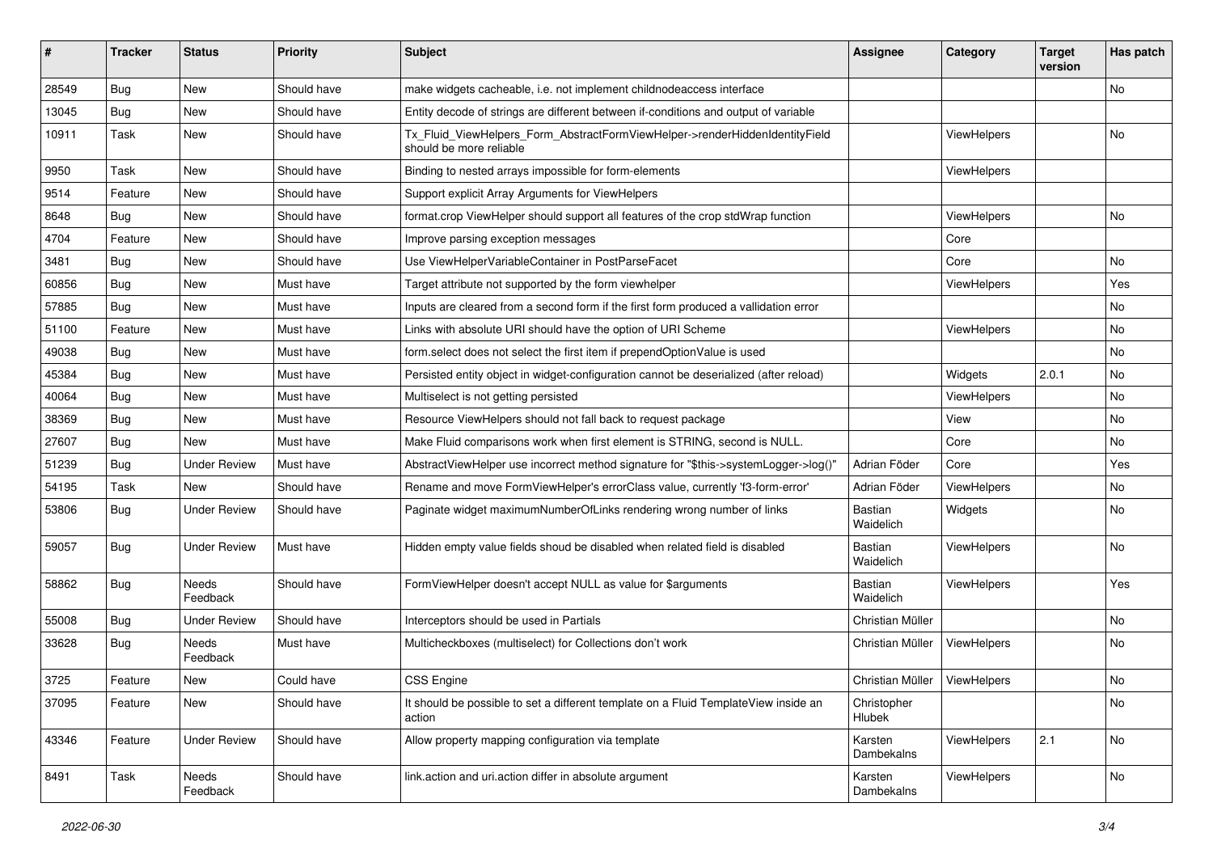| # | Tracker | Status | Priority | Subject | Assignee | Category | Target version | Has patch |
|---|---|---|---|---|---|---|---|---|
| 28549 | Bug | New | Should have | make widgets cacheable, i.e. not implement childnodeaccess interface | | | | No |
| 13045 | Bug | New | Should have | Entity decode of strings are different between if-conditions and output of variable | | | | |
| 10911 | Task | New | Should have | Tx_Fluid_ViewHelpers_Form_AbstractFormViewHelper->renderHiddenIdentityField should be more reliable | | ViewHelpers | | No |
| 9950 | Task | New | Should have | Binding to nested arrays impossible for form-elements | | ViewHelpers | | |
| 9514 | Feature | New | Should have | Support explicit Array Arguments for ViewHelpers | | | | |
| 8648 | Bug | New | Should have | format.crop ViewHelper should support all features of the crop stdWrap function | | ViewHelpers | | No |
| 4704 | Feature | New | Should have | Improve parsing exception messages | | Core | | |
| 3481 | Bug | New | Should have | Use ViewHelperVariableContainer in PostParseFacet | | Core | | No |
| 60856 | Bug | New | Must have | Target attribute not supported by the form viewhelper | | ViewHelpers | | Yes |
| 57885 | Bug | New | Must have | Inputs are cleared from a second form if the first form produced a vallidation error | | | | No |
| 51100 | Feature | New | Must have | Links with absolute URI should have the option of URI Scheme | | ViewHelpers | | No |
| 49038 | Bug | New | Must have | form.select does not select the first item if prependOptionValue is used | | | | No |
| 45384 | Bug | New | Must have | Persisted entity object in widget-configuration cannot be deserialized (after reload) | | Widgets | 2.0.1 | No |
| 40064 | Bug | New | Must have | Multiselect is not getting persisted | | ViewHelpers | | No |
| 38369 | Bug | New | Must have | Resource ViewHelpers should not fall back to request package | | View | | No |
| 27607 | Bug | New | Must have | Make Fluid comparisons work when first element is STRING, second is NULL. | | Core | | No |
| 51239 | Bug | Under Review | Must have | AbstractViewHelper use incorrect method signature for "$this->systemLogger->log()" | Adrian Föder | Core | | Yes |
| 54195 | Task | New | Should have | Rename and move FormViewHelper's errorClass value, currently 'f3-form-error' | Adrian Föder | ViewHelpers | | No |
| 53806 | Bug | Under Review | Should have | Paginate widget maximumNumberOfLinks rendering wrong number of links | Bastian Waidelich | Widgets | | No |
| 59057 | Bug | Under Review | Must have | Hidden empty value fields shoud be disabled when related field is disabled | Bastian Waidelich | ViewHelpers | | No |
| 58862 | Bug | Needs Feedback | Should have | FormViewHelper doesn't accept NULL as value for $arguments | Bastian Waidelich | ViewHelpers | | Yes |
| 55008 | Bug | Under Review | Should have | Interceptors should be used in Partials | Christian Müller | | | No |
| 33628 | Bug | Needs Feedback | Must have | Multicheckboxes (multiselect) for Collections don't work | Christian Müller | ViewHelpers | | No |
| 3725 | Feature | New | Could have | CSS Engine | Christian Müller | ViewHelpers | | No |
| 37095 | Feature | New | Should have | It should be possible to set a different template on a Fluid TemplateView inside an action | Christopher Hlubek | | | No |
| 43346 | Feature | Under Review | Should have | Allow property mapping configuration via template | Karsten Dambekalns | ViewHelpers | 2.1 | No |
| 8491 | Task | Needs Feedback | Should have | link.action and uri.action differ in absolute argument | Karsten Dambekalns | ViewHelpers | | No |

2022-06-30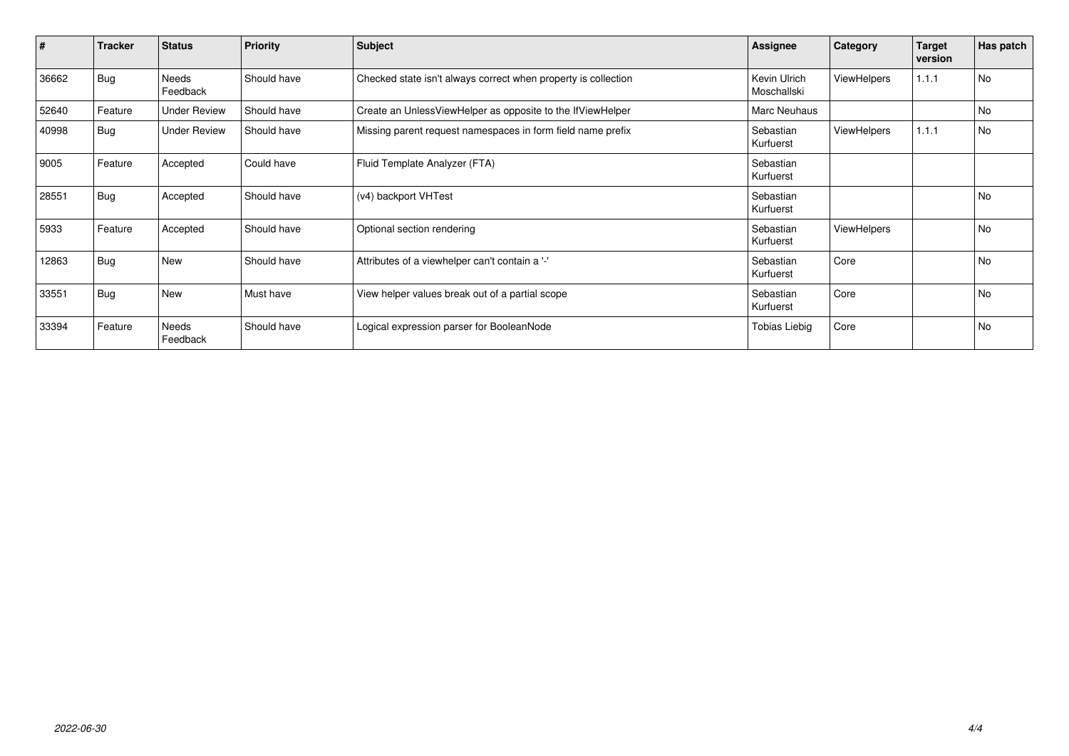| # | Tracker | Status | Priority | Subject | Assignee | Category | Target version | Has patch |
|---|---|---|---|---|---|---|---|---|
| 36662 | Bug | Needs Feedback | Should have | Checked state isn't always correct when property is collection | Kevin Ulrich Moschallski | ViewHelpers | 1.1.1 | No |
| 52640 | Feature | Under Review | Should have | Create an UnlessViewHelper as opposite to the IfViewHelper | Marc Neuhaus | | | No |
| 40998 | Bug | Under Review | Should have | Missing parent request namespaces in form field name prefix | Sebastian Kurfuerst | ViewHelpers | 1.1.1 | No |
| 9005 | Feature | Accepted | Could have | Fluid Template Analyzer (FTA) | Sebastian Kurfuerst | | | |
| 28551 | Bug | Accepted | Should have | (v4) backport VHTest | Sebastian Kurfuerst | | | No |
| 5933 | Feature | Accepted | Should have | Optional section rendering | Sebastian Kurfuerst | ViewHelpers | | No |
| 12863 | Bug | New | Should have | Attributes of a viewhelper can't contain a '-' | Sebastian Kurfuerst | Core | | No |
| 33551 | Bug | New | Must have | View helper values break out of a partial scope | Sebastian Kurfuerst | Core | | No |
| 33394 | Feature | Needs Feedback | Should have | Logical expression parser for BooleanNode | Tobias Liebig | Core | | No |

*2022-06-30*